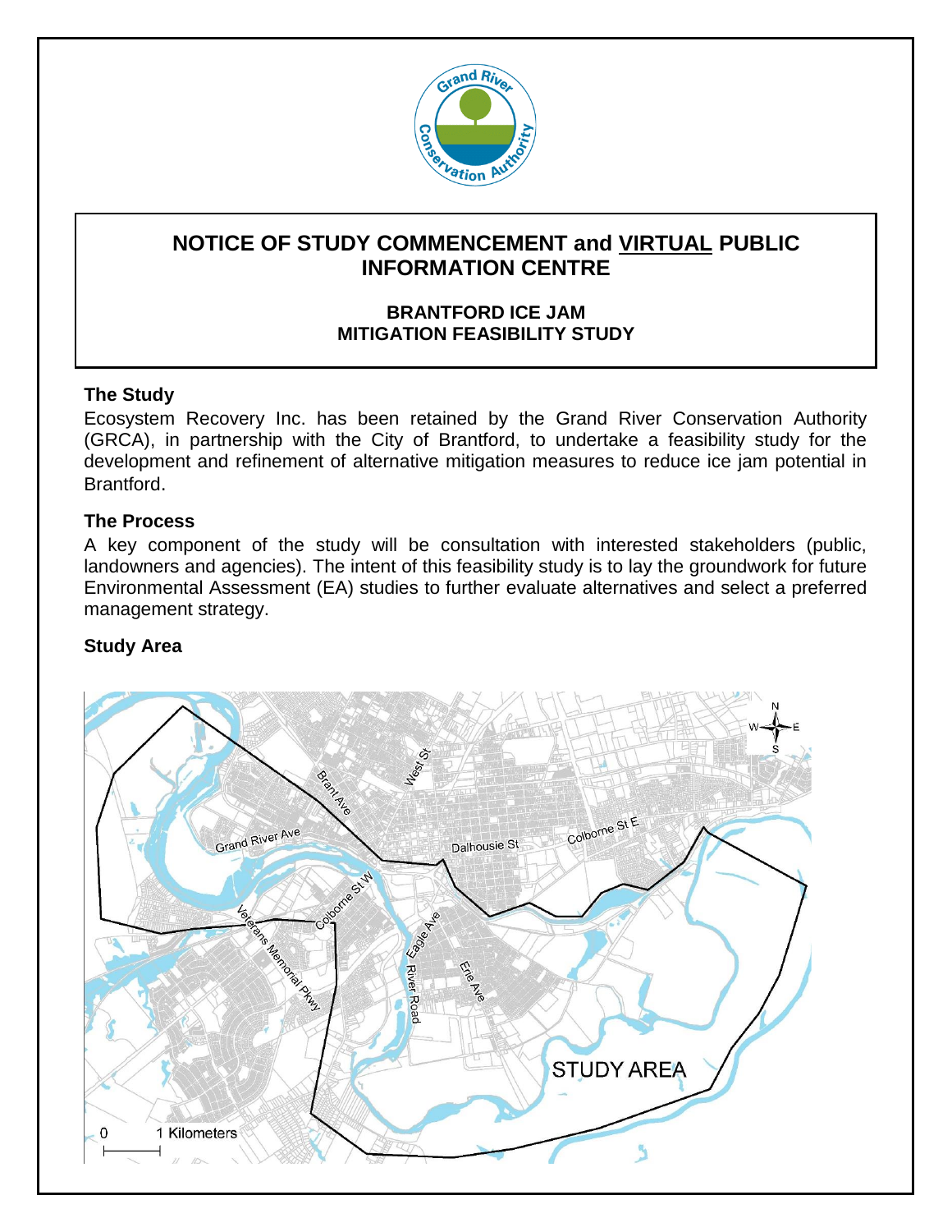# NOTICE OF STUDY COMMENCEMENT and VIRTUAL PUBLIC INFORMATION CENTRE

## BRANTFORD ICE JAM MITIGATION FEASIBILITY STUDY

### The Study

Ecosystem Recovery Inc. has been retained by the Grand River Conservation Authority (GRCA), in partnership with the City of Brantford, to undertake a feasibility study for the development and refinement of alternative mitigation measures to reduce ice jam potential in Brantford.

### The Process

A key component of the study will be consultation with interested stakeholders (public, landowners and agencies). The intent of this feasibility study is to lay the groundwork for future Environmental Assessment (EA) studies to further evaluate alternatives and select a preferred management strategy.

### Study Area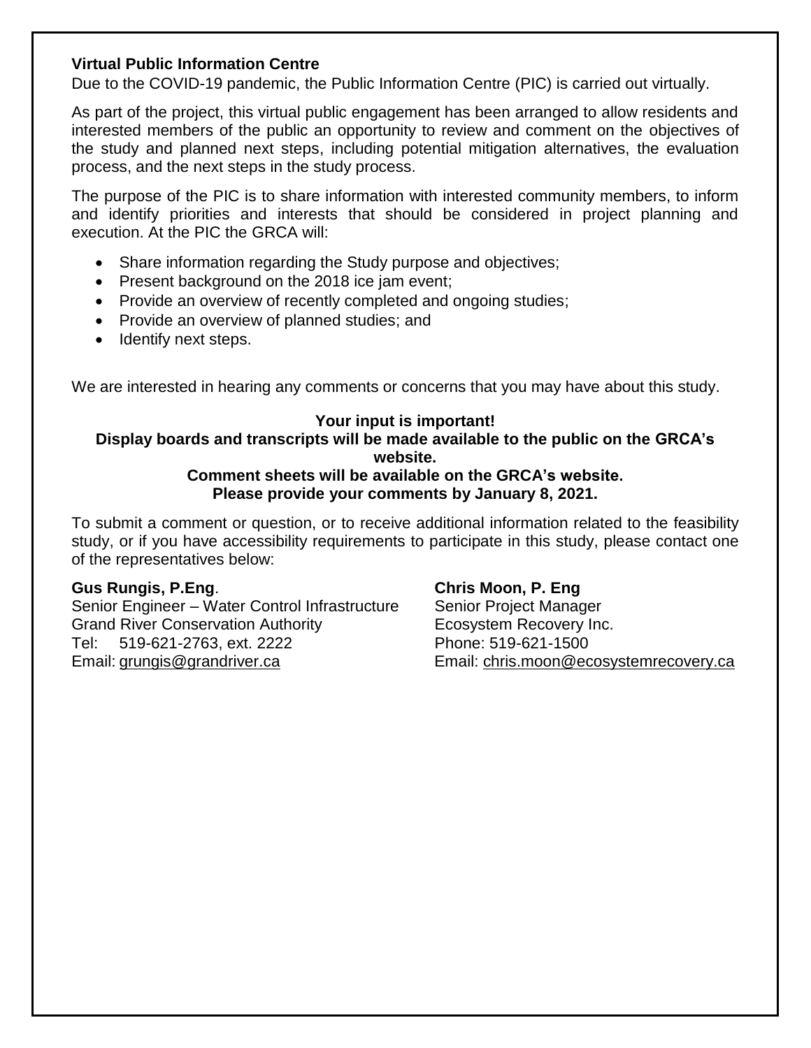**Virtual Public Information Centre**

Due to the COVID-19 pandemic, the Public Information Centre (PIC) is carried out virtually.

As part of the project, this virtual public engagement has been arranged to allow residents and interested members of the public an opportunity to review and comment on the objectives of the study and planned next steps, including potential mitigation alternatives, the evaluation process, and the next steps in the study process.

The purpose of the PIC is to share information with interested community members, to inform and identify priorities and interests that should be considered in project planning and execution. At the PIC the GRCA will:

- Share information regarding the Study purpose and objectives;
- Present background on the 2018 ice jam event;
- Provide an overview of recently completed and ongoing studies;
- Provide an overview of planned studies; and
- Identify next steps.

We are interested in hearing any comments or concerns that you may have about this study.

**Your input is important!**
**Display boards and transcripts will be made available to the public on the GRCA's website.**
**Comment sheets will be available on the GRCA's website.**
**Please provide your comments by January 8, 2021.**

To submit a comment or question, or to receive additional information related to the feasibility study, or if you have accessibility requirements to participate in this study, please contact one of the representatives below:

**Gus Rungis, P.Eng**.
Senior Engineer – Water Control Infrastructure
Grand River Conservation Authority
Tel: 519-621-2763, ext. 2222
Email: grungis@grandriver.ca

**Chris Moon, P. Eng**
Senior Project Manager
Ecosystem Recovery Inc.
Phone: 519-621-1500
Email: chris.moon@ecosystemrecovery.ca